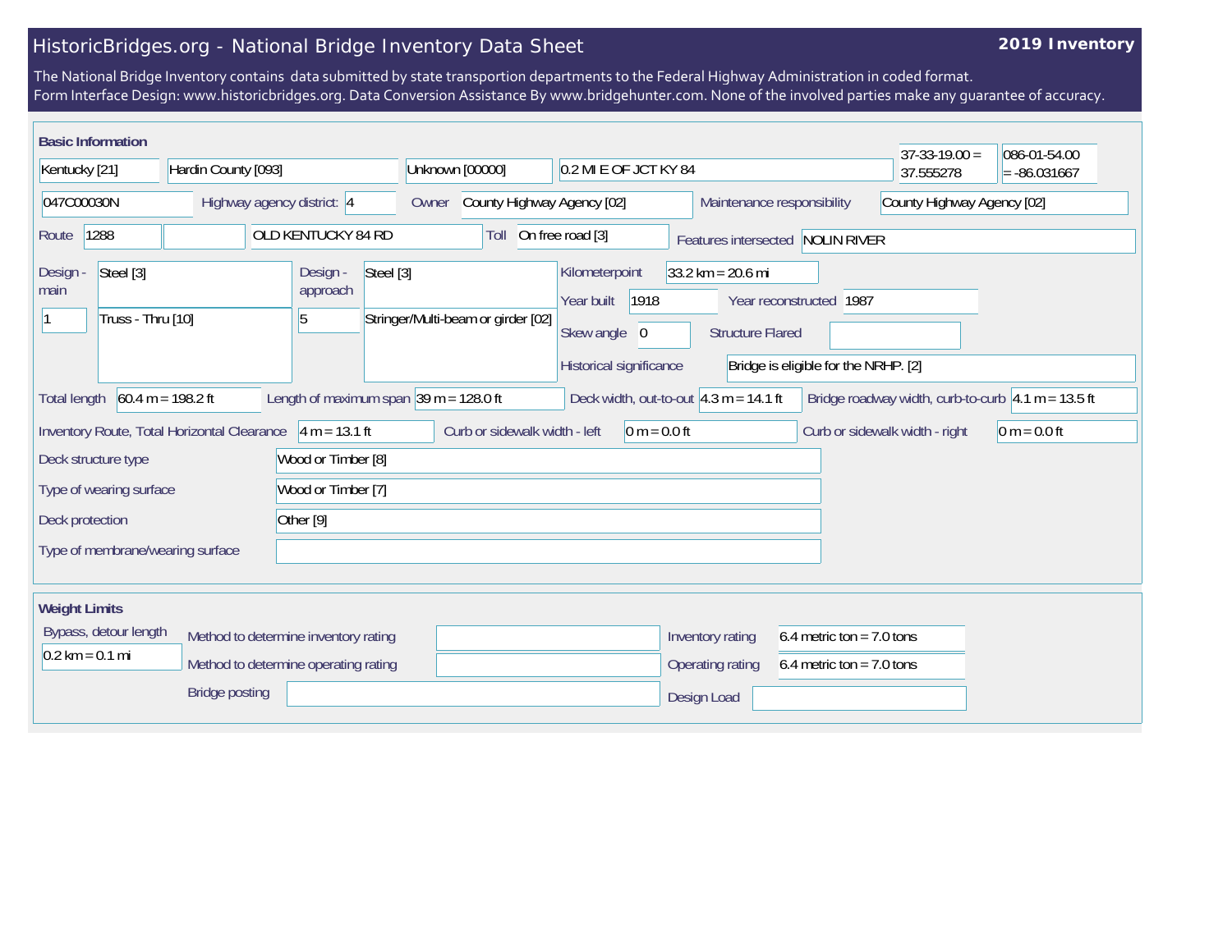# HistoricBridges.org - National Bridge Inventory Data Sheet

**2019 Inventory**

The National Bridge Inventory contains data submitted by state transportion departments to the Federal Highway Administration in coded format.
Form Interface Design: www.historicbridges.org. Data Conversion Assistance By www.bridgehunter.com. None of the involved parties make any guarantee of accuracy.

## Basic Information

| | | | | | |
|---|---|---|---|---|---|
| Kentucky [21] | Hardin County [093] | Unknown [00000] | 0.2 MI E OF JCT KY 84 | 37-33-19.00 = 37.555278 | 086-01-54.00 = -86.031667 |

| Field | Value |
|---|---|
| Structure number | 047C00030N |
| Highway agency district | 4 |
| Owner | County Highway Agency [02] |
| Maintenance responsibility | County Highway Agency [02] |
| Route | 1288 |
| Route name | OLD KENTUCKY 84 RD |
| Toll | On free road [3] |
| Features intersected | NOLIN RIVER |
| Design - main | Steel [3] |
| Design - main (spans) | 1 |
| Design - main (type) | Truss - Thru [10] |
| Design - approach | Steel [3] |
| Design - approach (spans) | 5 |
| Design - approach (type) | Stringer/Multi-beam or girder [02] |
| Kilometerpoint | 33.2 km = 20.6 mi |
| Year built | 1918 |
| Year reconstructed | 1987 |
| Skew angle | 0 |
| Structure Flared | |
| Historical significance | Bridge is eligible for the NRHP. [2] |
| Total length | 60.4 m = 198.2 ft |
| Length of maximum span | 39 m = 128.0 ft |
| Deck width, out-to-out | 4.3 m = 14.1 ft |
| Bridge roadway width, curb-to-curb | 4.1 m = 13.5 ft |
| Inventory Route, Total Horizontal Clearance | 4 m = 13.1 ft |
| Curb or sidewalk width - left | 0 m = 0.0 ft |
| Curb or sidewalk width - right | 0 m = 0.0 ft |
| Deck structure type | Wood or Timber [8] |
| Type of wearing surface | Wood or Timber [7] |
| Deck protection | Other [9] |
| Type of membrane/wearing surface | |

## Weight Limits

| Field | Value |
|---|---|
| Bypass, detour length | 0.2 km = 0.1 mi |
| Method to determine inventory rating | |
| Method to determine operating rating | |
| Bridge posting | |
| Inventory rating | 6.4 metric ton = 7.0 tons |
| Operating rating | 6.4 metric ton = 7.0 tons |
| Design Load | |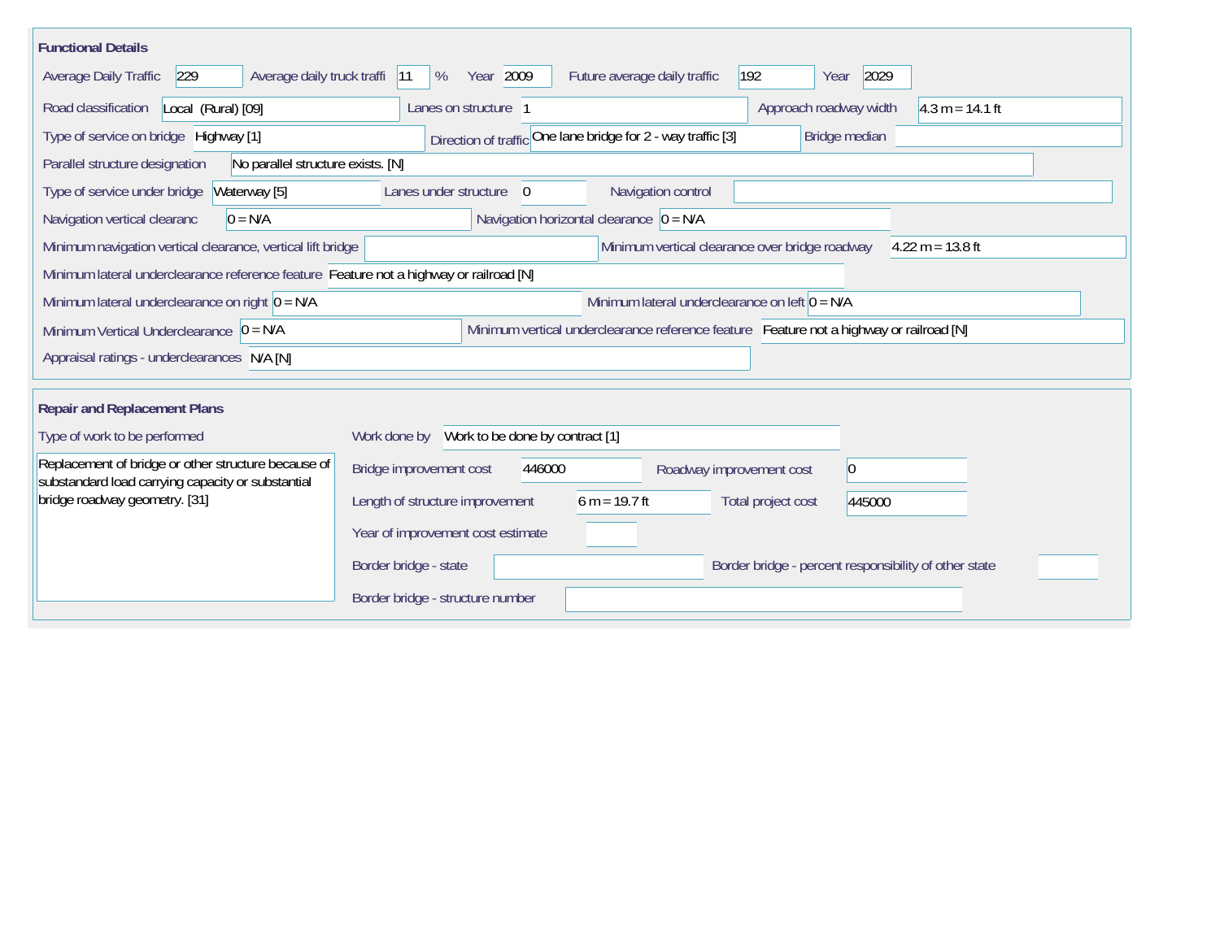## Functional Details

| Field | Value |
|---|---|
| Average Daily Traffic | 229 |
| Average daily truck traffi | 11 % |
| Year | 2009 |
| Future average daily traffic | 192 |
| Year | 2029 |
| Road classification | Local (Rural) [09] |
| Lanes on structure | 1 |
| Approach roadway width | 4.3 m = 14.1 ft |
| Type of service on bridge | Highway [1] |
| Direction of traffic | One lane bridge for 2 - way traffic [3] |
| Bridge median | |
| Parallel structure designation | No parallel structure exists. [N] |
| Type of service under bridge | Waterway [5] |
| Lanes under structure | 0 |
| Navigation control | |
| Navigation vertical clearanc | 0 = N/A |
| Navigation horizontal clearance | 0 = N/A |
| Minimum navigation vertical clearance, vertical lift bridge | |
| Minimum vertical clearance over bridge roadway | 4.22 m = 13.8 ft |
| Minimum lateral underclearance reference feature | Feature not a highway or railroad [N] |
| Minimum lateral underclearance on right | 0 = N/A |
| Minimum lateral underclearance on left | 0 = N/A |
| Minimum Vertical Underclearance | 0 = N/A |
| Minimum vertical underclearance reference feature | Feature not a highway or railroad [N] |
| Appraisal ratings - underclearances | N/A [N] |

## Repair and Replacement Plans

| Field | Value |
|---|---|
| Type of work to be performed | Replacement of bridge or other structure because of substandard load carrying capacity or substantial bridge roadway geometry. [31] |
| Work done by | Work to be done by contract [1] |
| Bridge improvement cost | 446000 |
| Roadway improvement cost | 0 |
| Length of structure improvement | 6 m = 19.7 ft |
| Total project cost | 445000 |
| Year of improvement cost estimate | |
| Border bridge - state | |
| Border bridge - percent responsibility of other state | |
| Border bridge - structure number | |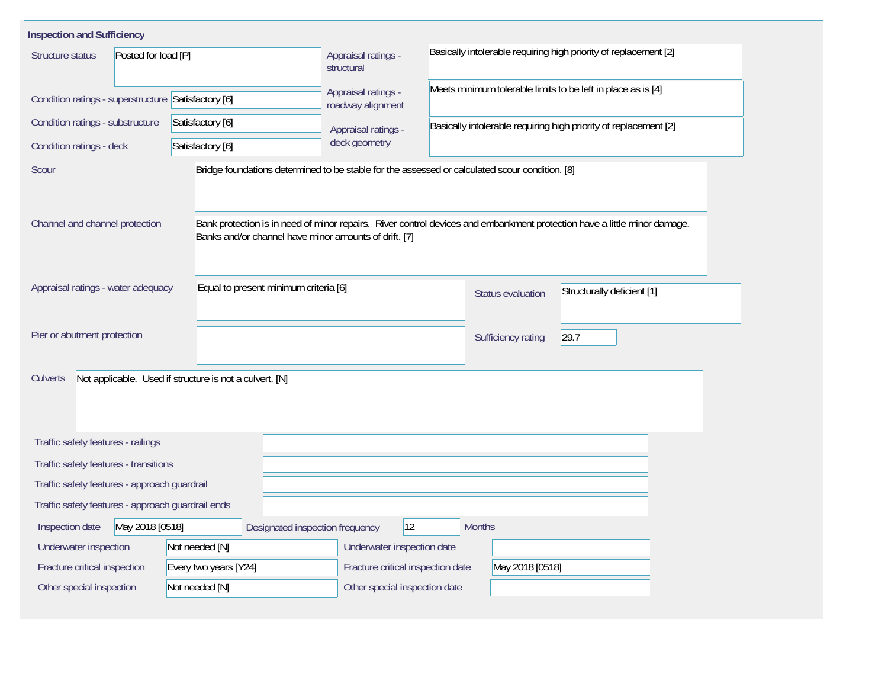## Inspection and Sufficiency

| Field | Value |
|---|---|
| Structure status | Posted for load [P] |
| Appraisal ratings - structural | Basically intolerable requiring high priority of replacement [2] |
| Condition ratings - superstructure | Satisfactory [6] |
| Appraisal ratings - roadway alignment | Meets minimum tolerable limits to be left in place as is [4] |
| Condition ratings - substructure | Satisfactory [6] |
| Appraisal ratings - deck geometry | Basically intolerable requiring high priority of replacement [2] |
| Condition ratings - deck | Satisfactory [6] |
| Scour | Bridge foundations determined to be stable for the assessed or calculated scour condition. [8] |
| Channel and channel protection | Bank protection is in need of minor repairs. River control devices and embankment protection have a little minor damage. Banks and/or channel have minor amounts of drift. [7] |
| Appraisal ratings - water adequacy | Equal to present minimum criteria [6] |
| Status evaluation | Structurally deficient [1] |
| Pier or abutment protection | |
| Sufficiency rating | 29.7 |
| Culverts | Not applicable. Used if structure is not a culvert. [N] |
| Traffic safety features - railings | |
| Traffic safety features - transitions | |
| Traffic safety features - approach guardrail | |
| Traffic safety features - approach guardrail ends | |
| Inspection date | May 2018 [0518] |
| Designated inspection frequency | 12 Months |
| Underwater inspection | Not needed [N] |
| Underwater inspection date | |
| Fracture critical inspection | Every two years [Y24] |
| Fracture critical inspection date | May 2018 [0518] |
| Other special inspection | Not needed [N] |
| Other special inspection date | |